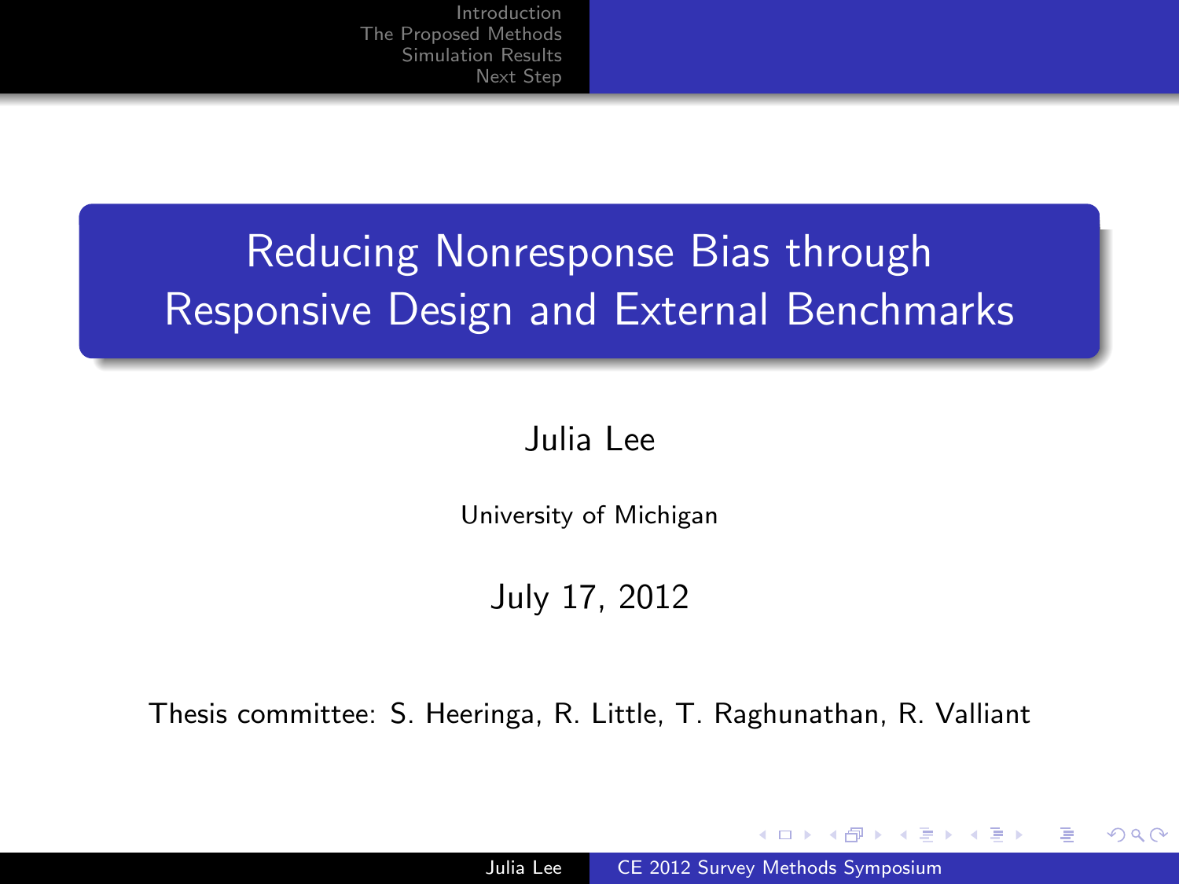# Reducing Nonresponse Bias through Responsive Design and External Benchmarks

Julia Lee

University of Michigan

July 17, 2012

Thesis committee: S. Heeringa, R. Little, T. Raghunathan, R. Valliant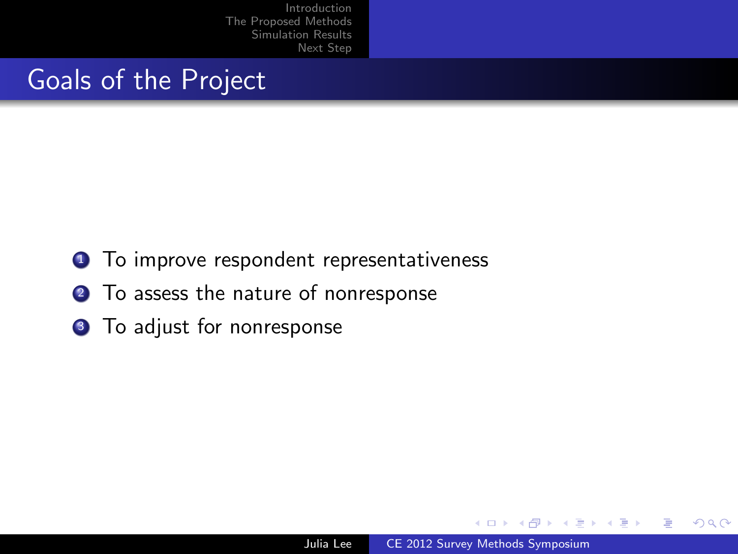## Goals of the Project

1. To improve respondent representativeness
2. To assess the nature of nonresponse
3. To adjust for nonresponse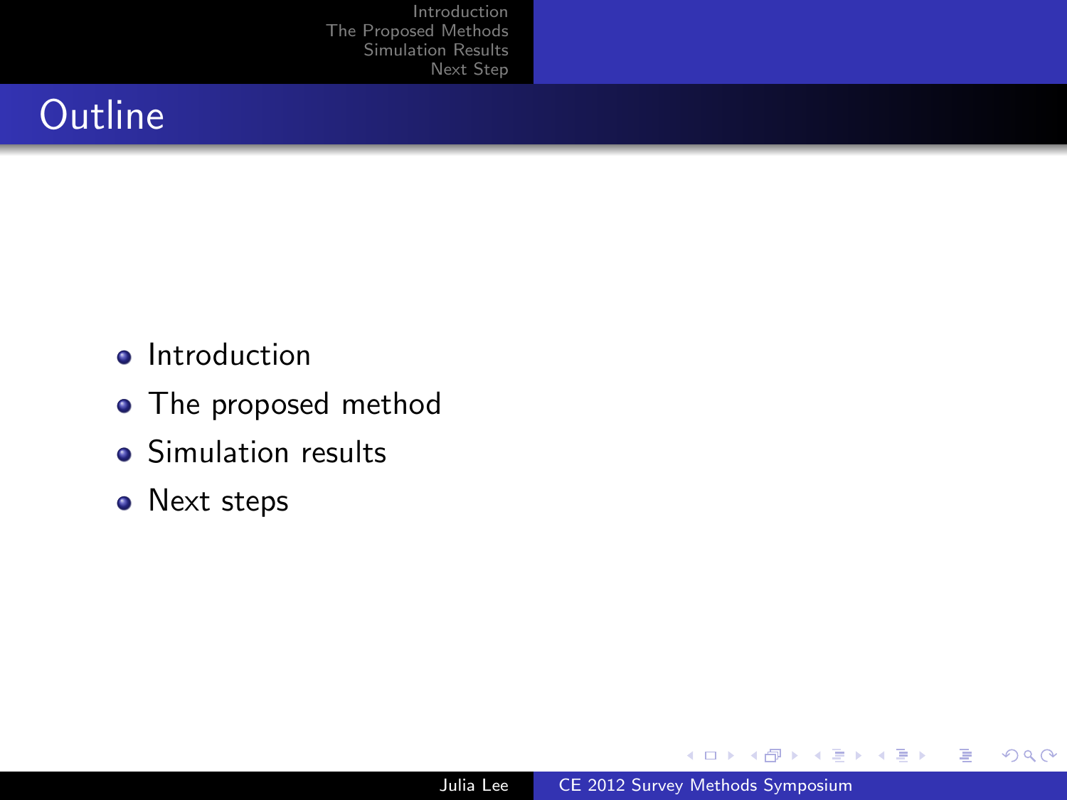# Outline

- Introduction
- The proposed method
- Simulation results
- Next steps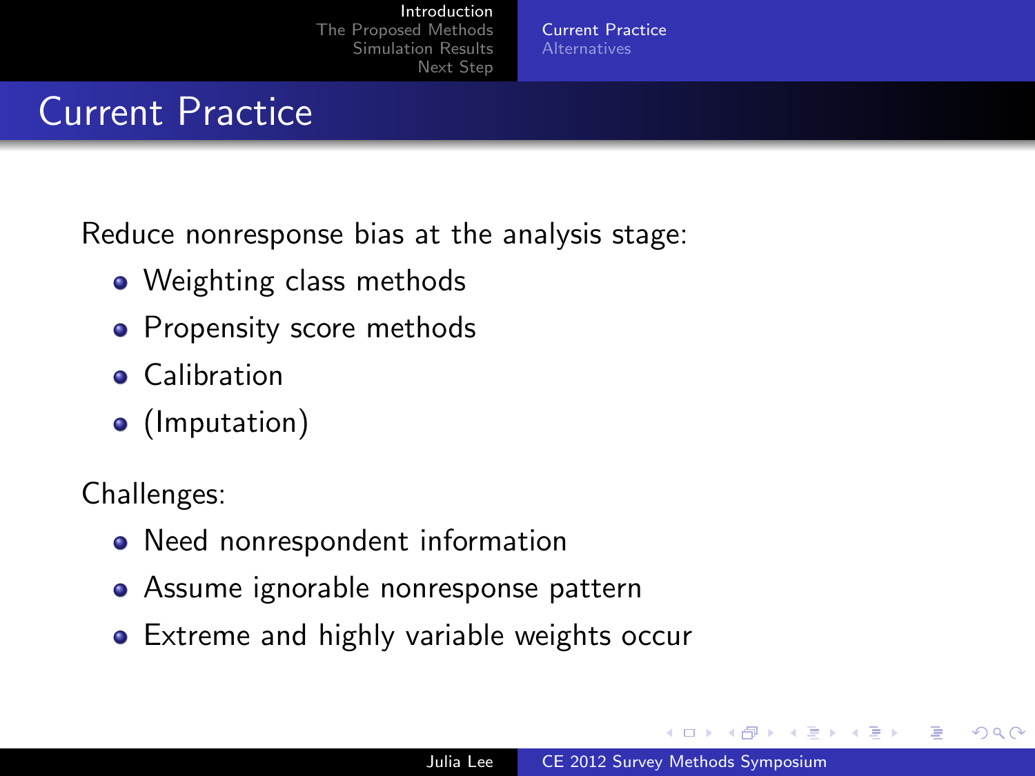# Current Practice

Reduce nonresponse bias at the analysis stage:

- Weighting class methods
- Propensity score methods
- Calibration
- (Imputation)

Challenges:

- Need nonrespondent information
- Assume ignorable nonresponse pattern
- Extreme and highly variable weights occur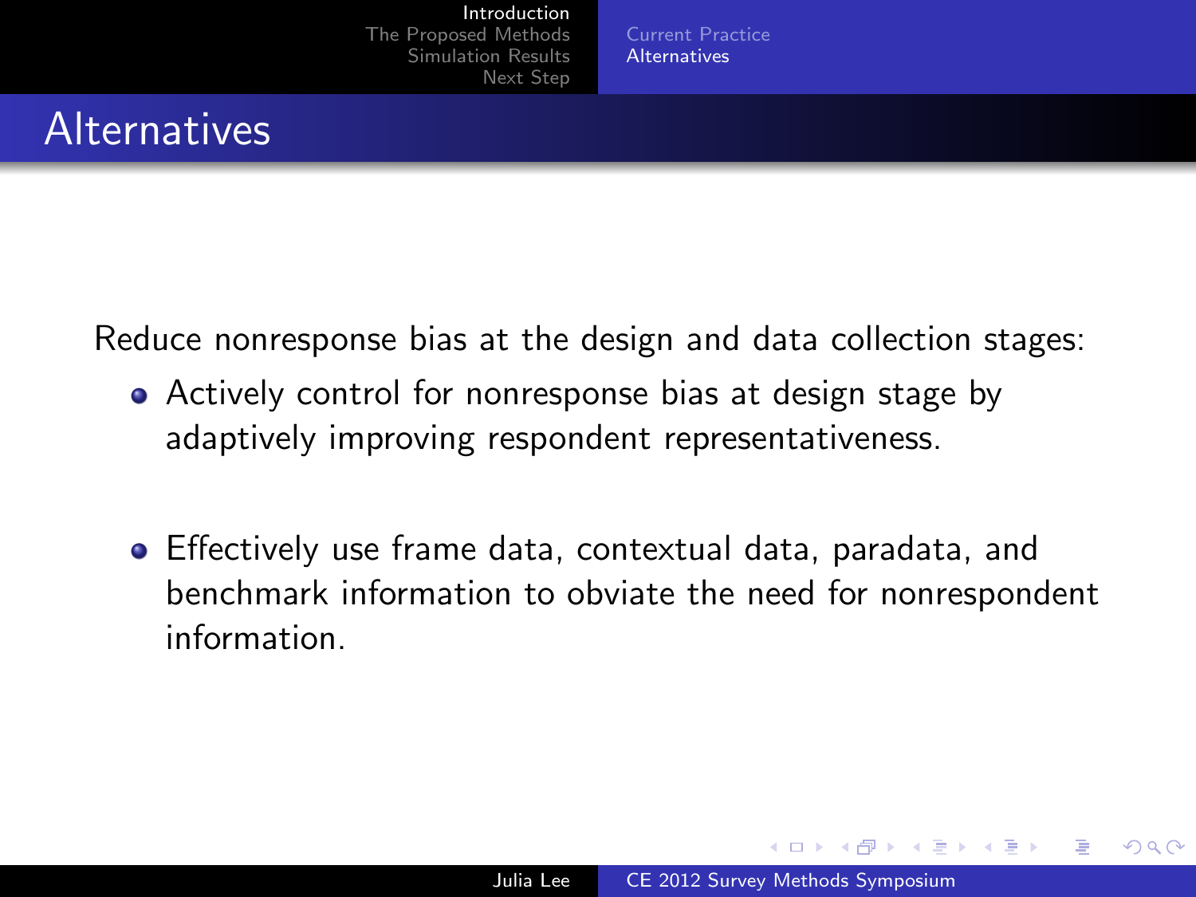## Alternatives

Reduce nonresponse bias at the design and data collection stages:

- Actively control for nonresponse bias at design stage by adaptively improving respondent representativeness.
- Effectively use frame data, contextual data, paradata, and benchmark information to obviate the need for nonrespondent information.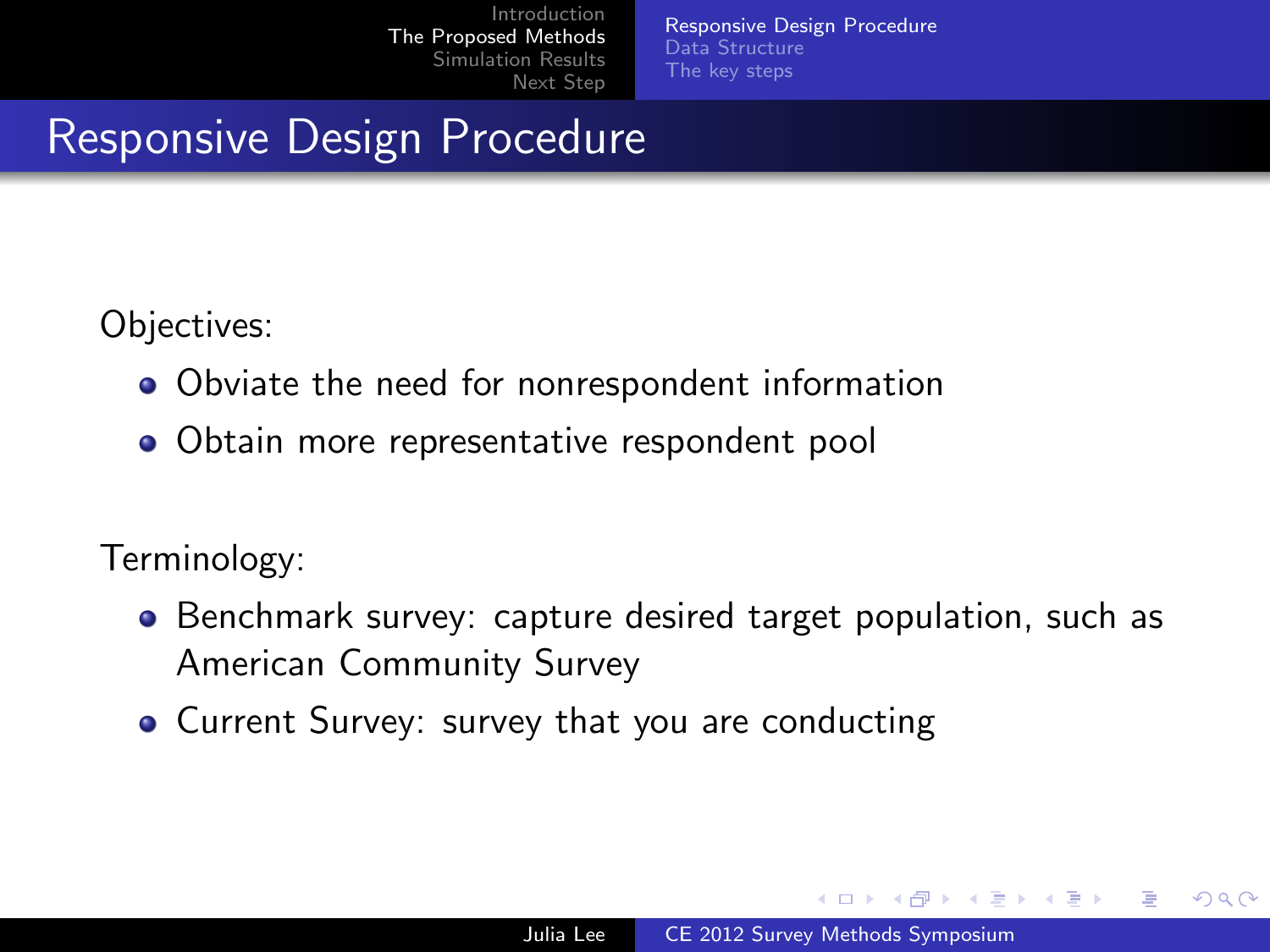# Responsive Design Procedure

Objectives:

- Obviate the need for nonrespondent information
- Obtain more representative respondent pool

Terminology:

- Benchmark survey: capture desired target population, such as American Community Survey
- Current Survey: survey that you are conducting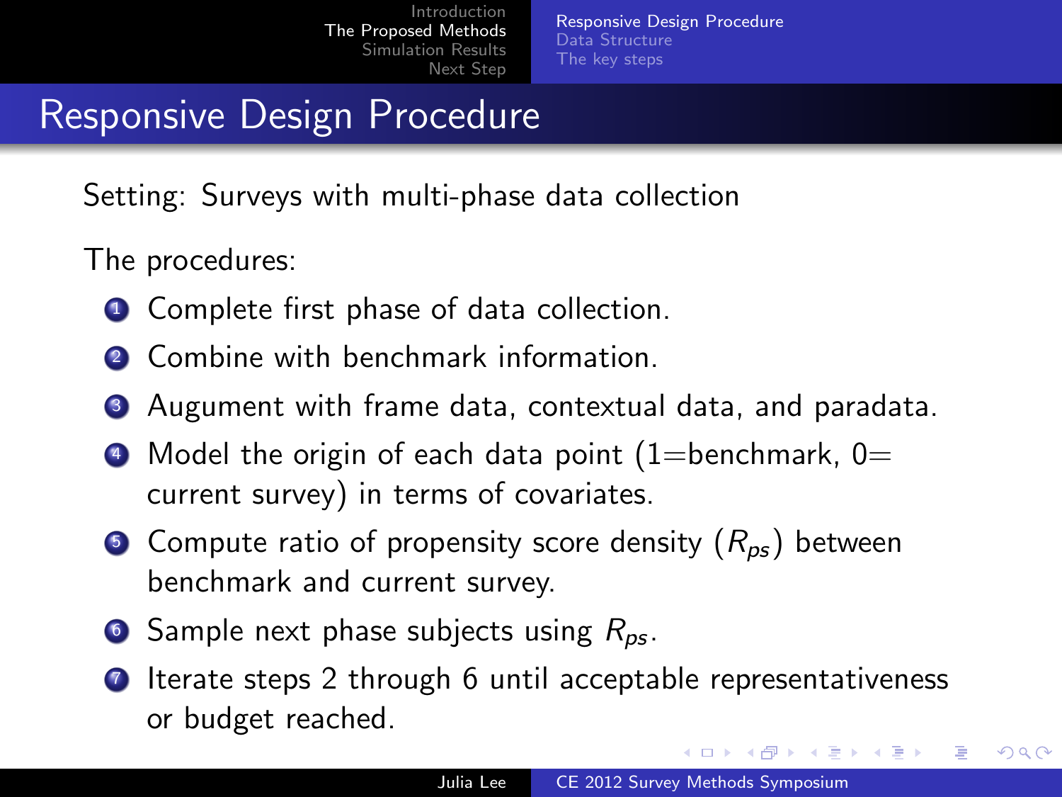# Responsive Design Procedure

Setting: Surveys with multi-phase data collection

The procedures:

1. Complete first phase of data collection.
2. Combine with benchmark information.
3. Augument with frame data, contextual data, and paradata.
4. Model the origin of each data point (1=benchmark, 0= current survey) in terms of covariates.
5. Compute ratio of propensity score density ($R_{ps}$) between benchmark and current survey.
6. Sample next phase subjects using $R_{ps}$.
7. Iterate steps 2 through 6 until acceptable representativeness or budget reached.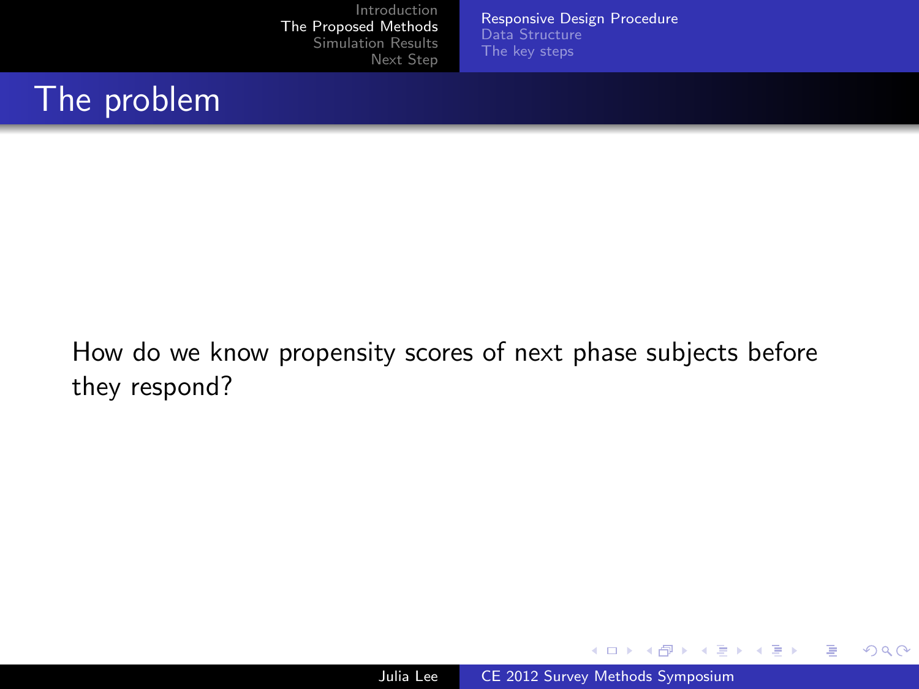# The problem

How do we know propensity scores of next phase subjects before they respond?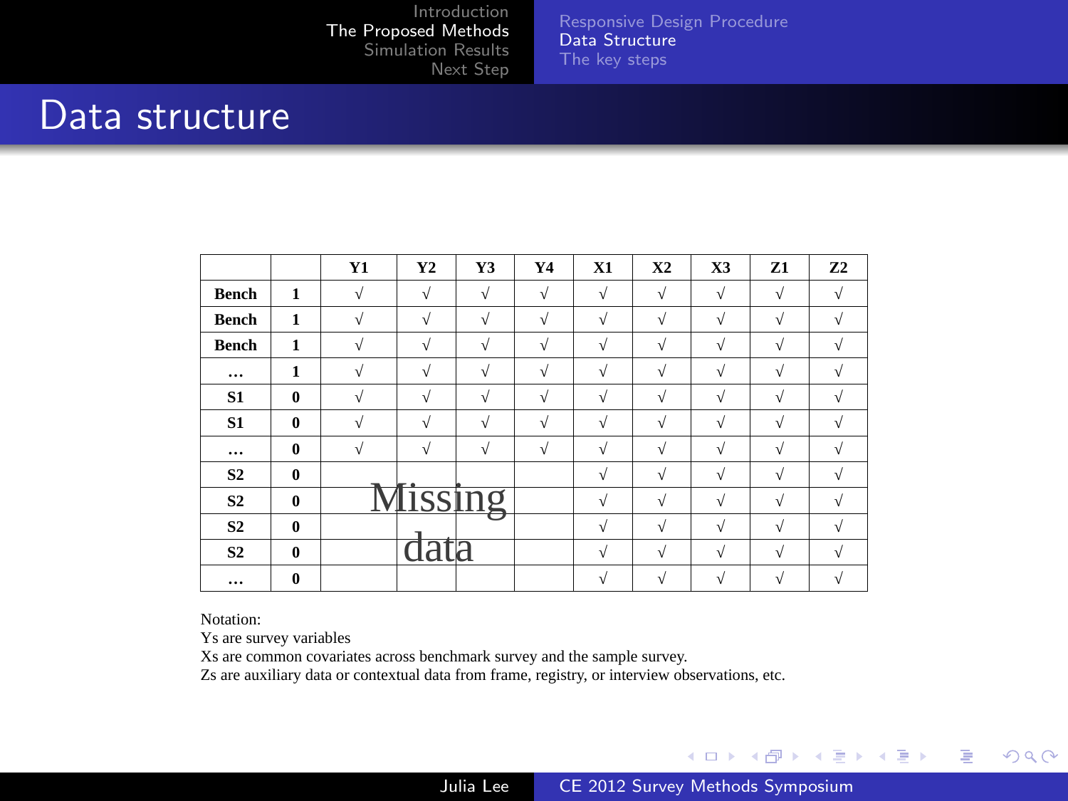# Data structure

| | | Y1 | Y2 | Y3 | Y4 | X1 | X2 | X3 | Z1 | Z2 |
|---|---|---|---|---|---|---|---|---|---|---|
| Bench | 1 | √ | √ | √ | √ | √ | √ | √ | √ | √ |
| Bench | 1 | √ | √ | √ | √ | √ | √ | √ | √ | √ |
| Bench | 1 | √ | √ | √ | √ | √ | √ | √ | √ | √ |
| … | 1 | √ | √ | √ | √ | √ | √ | √ | √ | √ |
| S1 | 0 | √ | √ | √ | √ | √ | √ | √ | √ | √ |
| S1 | 0 | √ | √ | √ | √ | √ | √ | √ | √ | √ |
| … | 0 | √ | √ | √ | √ | √ | √ | √ | √ | √ |
| S2 | 0 | | | | | √ | √ | √ | √ | √ |
| S2 | 0 | Missing data | | | | √ | √ | √ | √ | √ |
| S2 | 0 | | | | | √ | √ | √ | √ | √ |
| S2 | 0 | | | | | √ | √ | √ | √ | √ |
| … | 0 | | | | | √ | √ | √ | √ | √ |

Notation:
Ys are survey variables
Xs are common covariates across benchmark survey and the sample survey.
Zs are auxiliary data or contextual data from frame, registry, or interview observations, etc.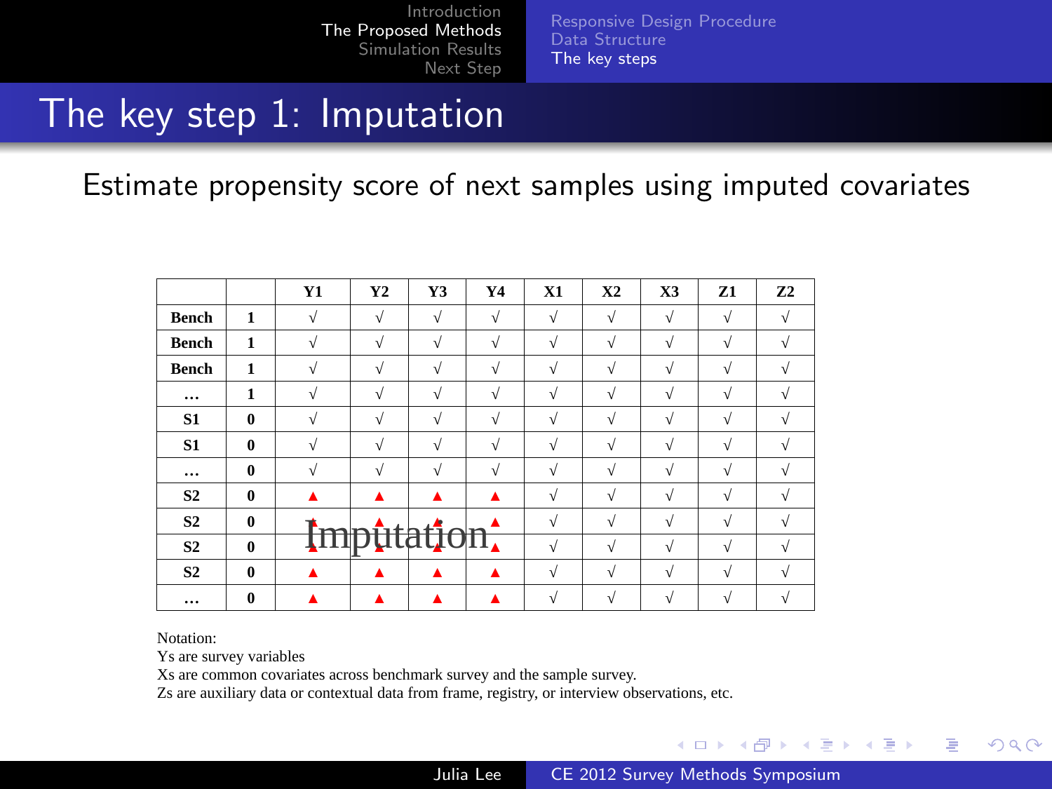# The key step 1: Imputation

Estimate propensity score of next samples using imputed covariates

| | | Y1 | Y2 | Y3 | Y4 | X1 | X2 | X3 | Z1 | Z2 |
|---|---|---|---|---|---|---|---|---|---|---|
| **Bench** | **1** | √ | √ | √ | √ | √ | √ | √ | √ | √ |
| **Bench** | **1** | √ | √ | √ | √ | √ | √ | √ | √ | √ |
| **Bench** | **1** | √ | √ | √ | √ | √ | √ | √ | √ | √ |
| **…** | **1** | √ | √ | √ | √ | √ | √ | √ | √ | √ |
| **S1** | **0** | √ | √ | √ | √ | √ | √ | √ | √ | √ |
| **S1** | **0** | √ | √ | √ | √ | √ | √ | √ | √ | √ |
| **…** | **0** | √ | √ | √ | √ | √ | √ | √ | √ | √ |
| **S2** | **0** | ▲ | ▲ | ▲ | ▲ | √ | √ | √ | √ | √ |
| **S2** | **0** | ▲ | ▲ | ▲ | ▲ | √ | √ | √ | √ | √ |
| **S2** | **0** | ▲ | ▲ | ▲ | ▲ | √ | √ | √ | √ | √ |
| **S2** | **0** | ▲ | ▲ | ▲ | ▲ | √ | √ | √ | √ | √ |
| **…** | **0** | ▲ | ▲ | ▲ | ▲ | √ | √ | √ | √ | √ |

Imputation

Notation:
Ys are survey variables
Xs are common covariates across benchmark survey and the sample survey.
Zs are auxiliary data or contextual data from frame, registry, or interview observations, etc.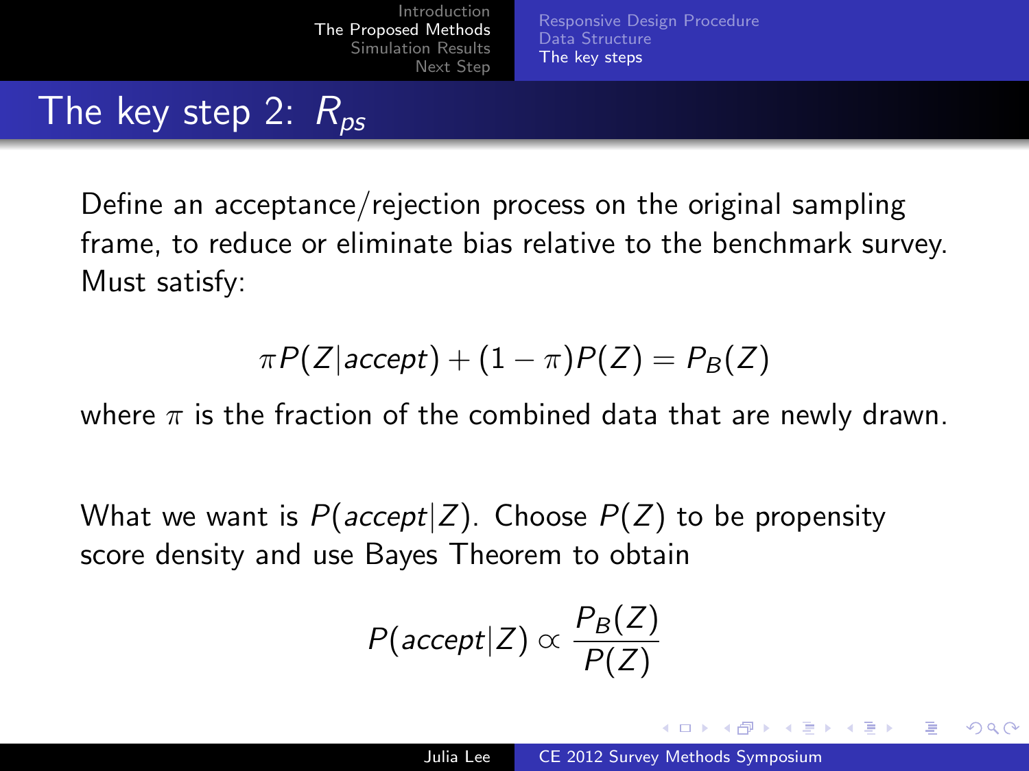# The key step 2: $R_{ps}$

Define an acceptance/rejection process on the original sampling frame, to reduce or eliminate bias relative to the benchmark survey. Must satisfy:

$$\pi P(Z|accept) + (1 - \pi)P(Z) = P_B(Z)$$

where $\pi$ is the fraction of the combined data that are newly drawn.

What we want is $P(accept|Z)$. Choose $P(Z)$ to be propensity score density and use Bayes Theorem to obtain

$$P(accept|Z) \propto \frac{P_B(Z)}{P(Z)}$$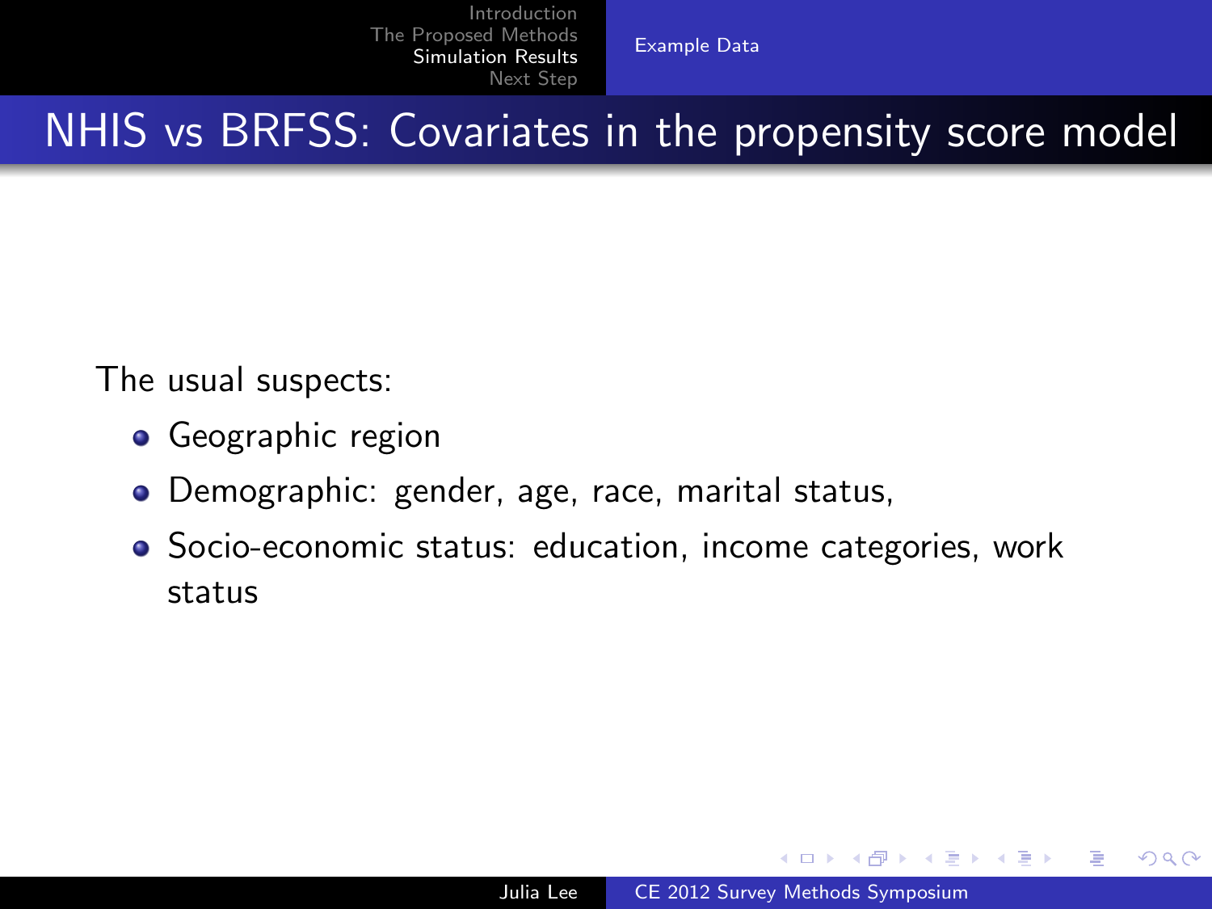# NHIS vs BRFSS: Covariates in the propensity score model

The usual suspects:

- Geographic region
- Demographic: gender, age, race, marital status,
- Socio-economic status: education, income categories, work status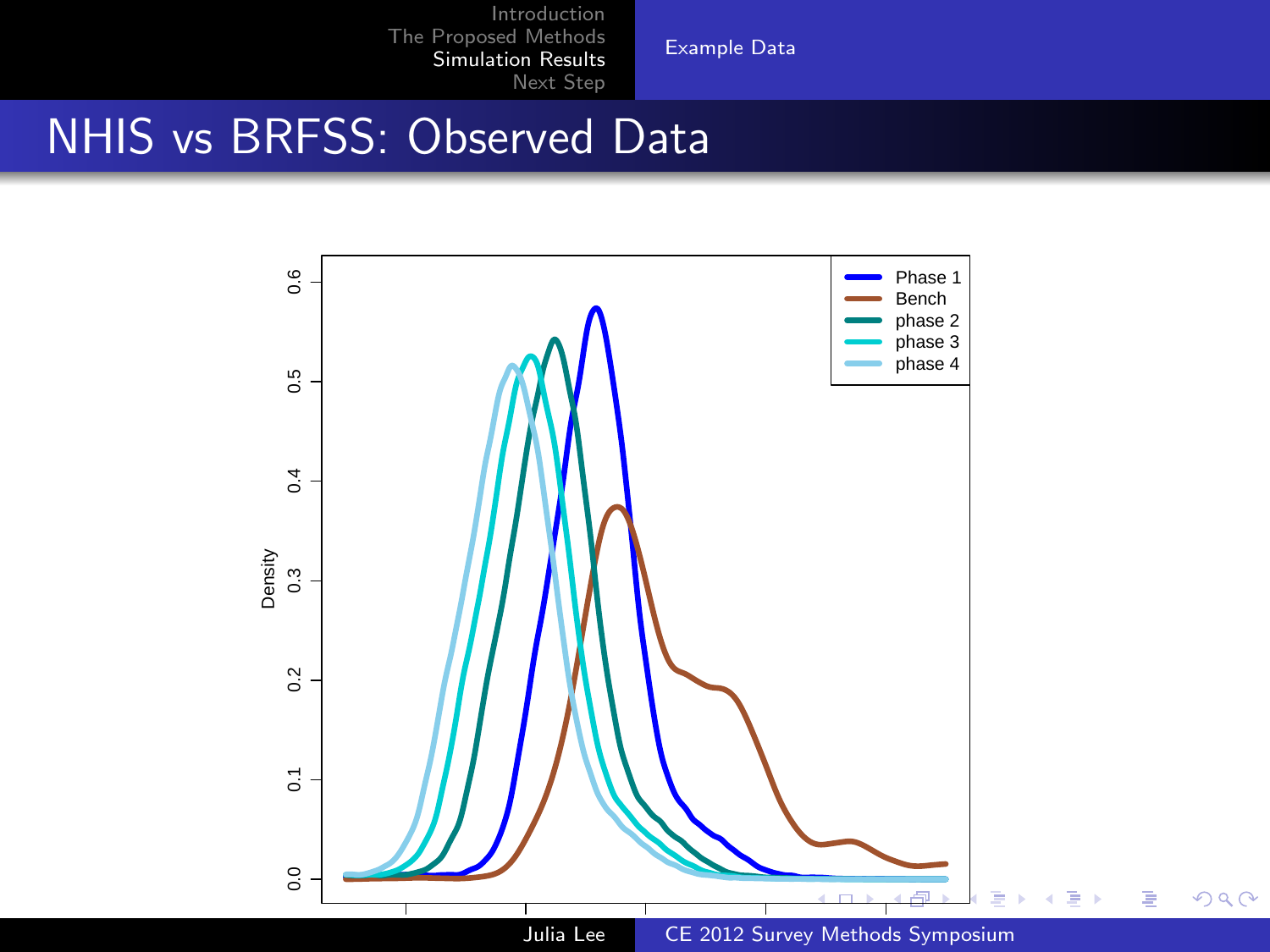# NHIS vs BRFSS: Observed Data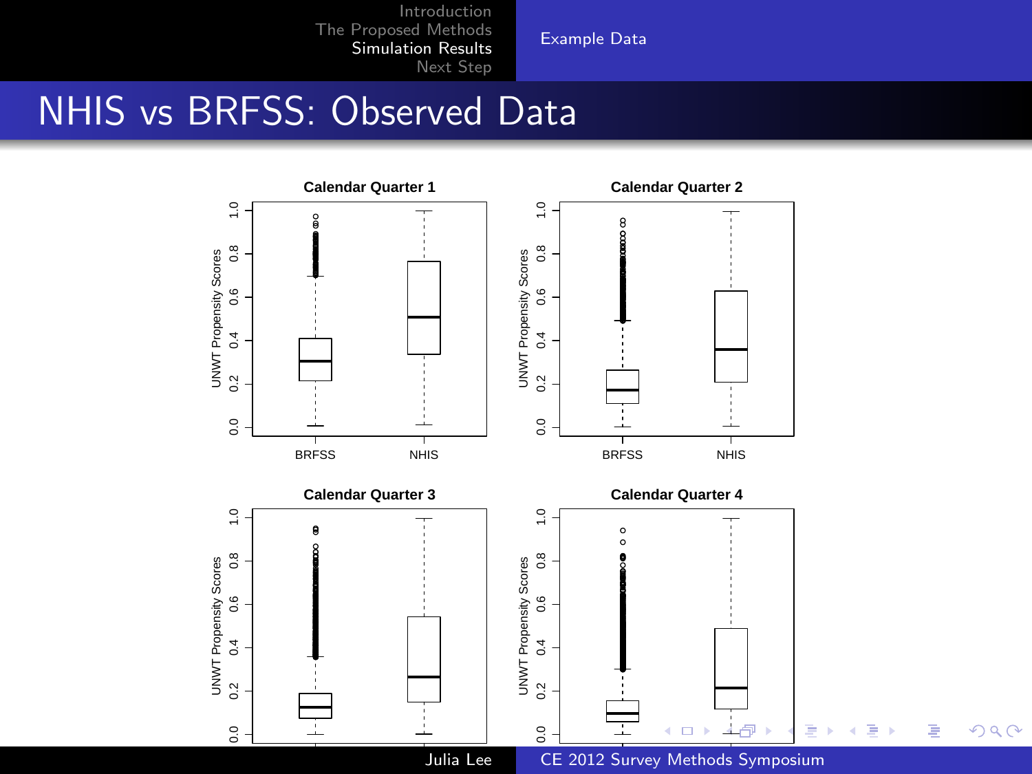# NHIS vs BRFSS: Observed Data

**Calendar Quarter 1**

UNWT Propensity Scores

BRFSS NHIS

**Calendar Quarter 2**

UNWT Propensity Scores

BRFSS NHIS

**Calendar Quarter 3**

UNWT Propensity Scores

**Calendar Quarter 4**

UNWT Propensity Scores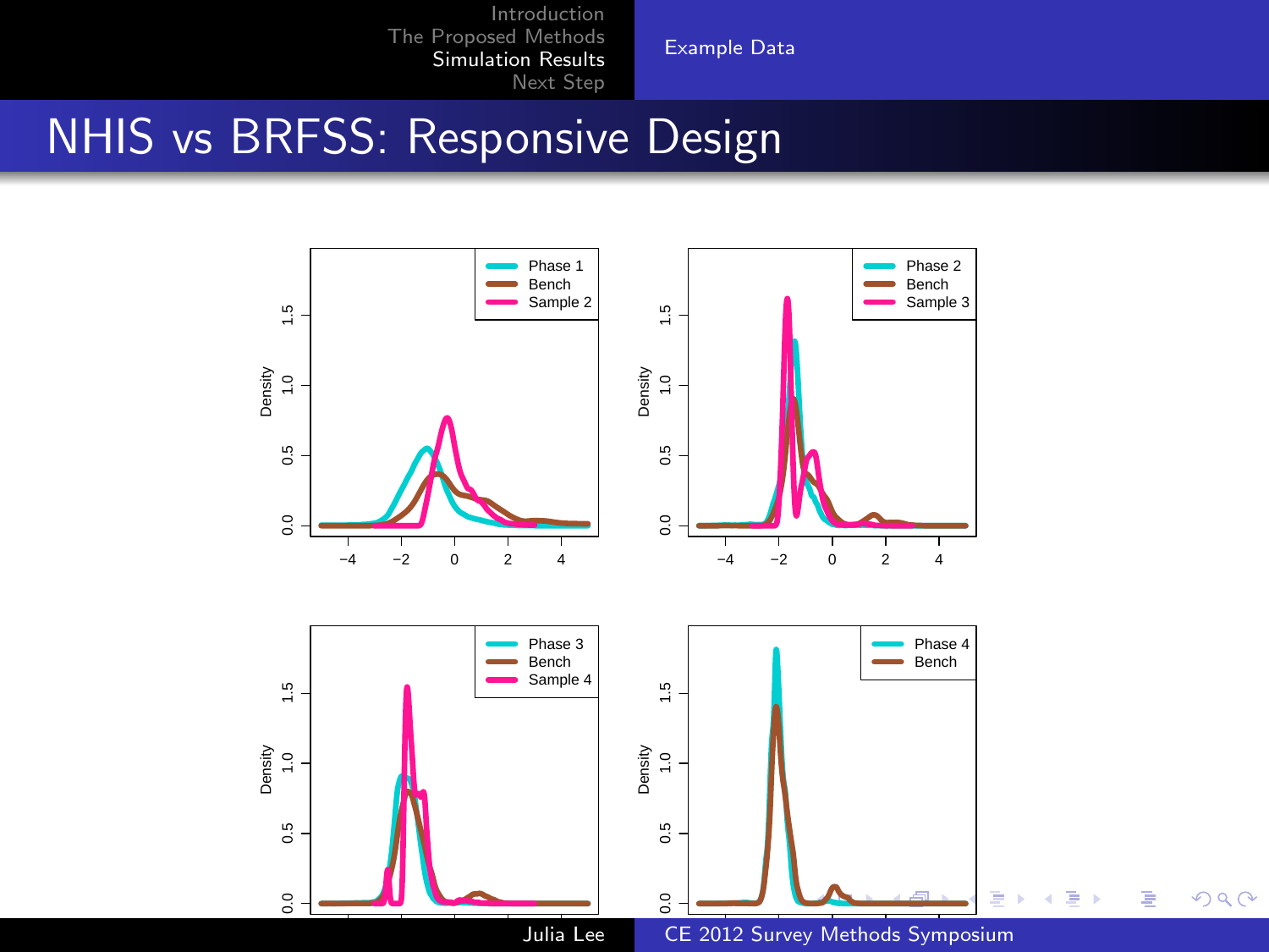# NHIS vs BRFSS: Responsive Design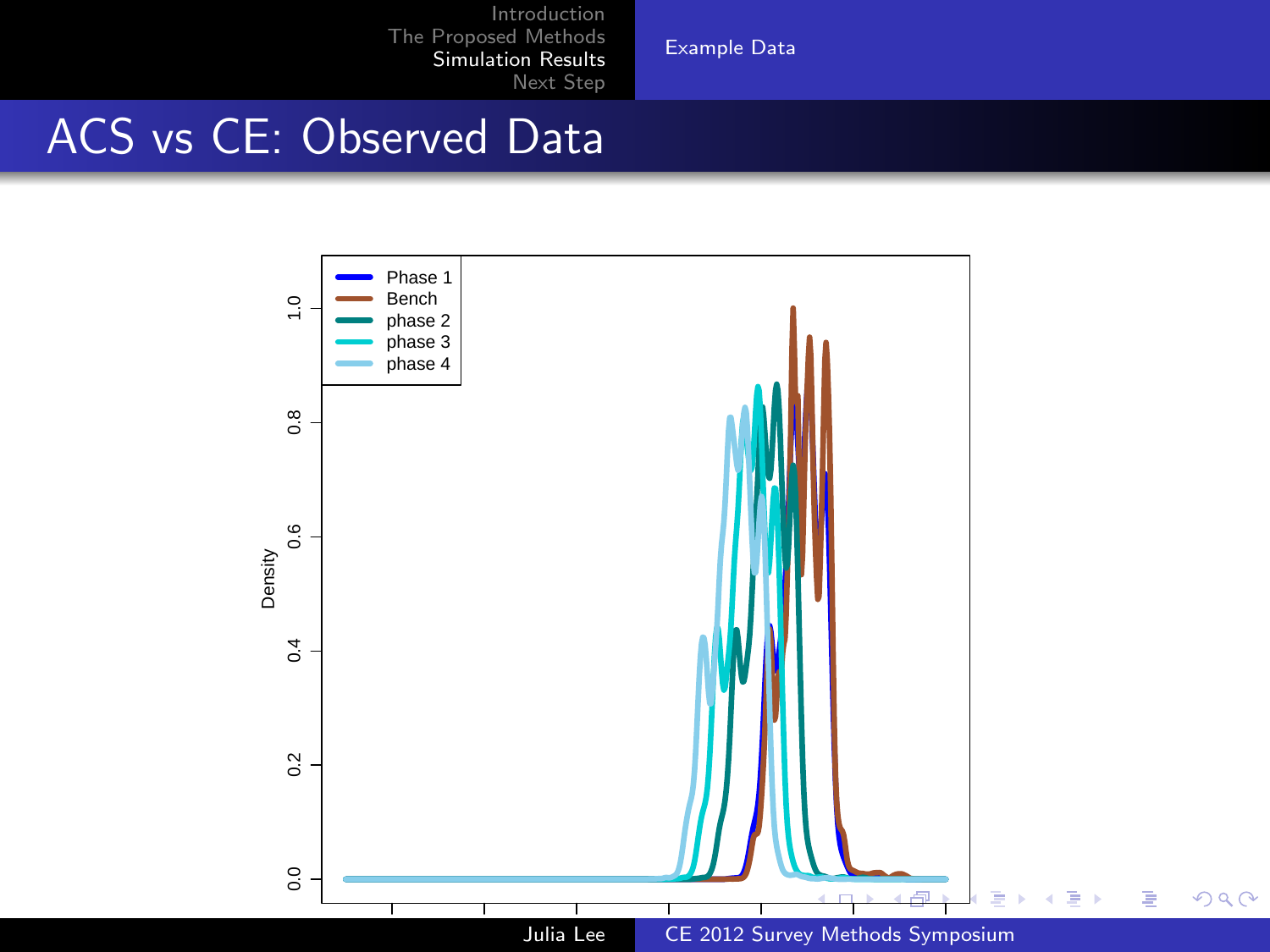# ACS vs CE: Observed Data

Density

Phase 1
Bench
phase 2
phase 3
phase 4

0.0
0.2
0.4
0.6
0.8
1.0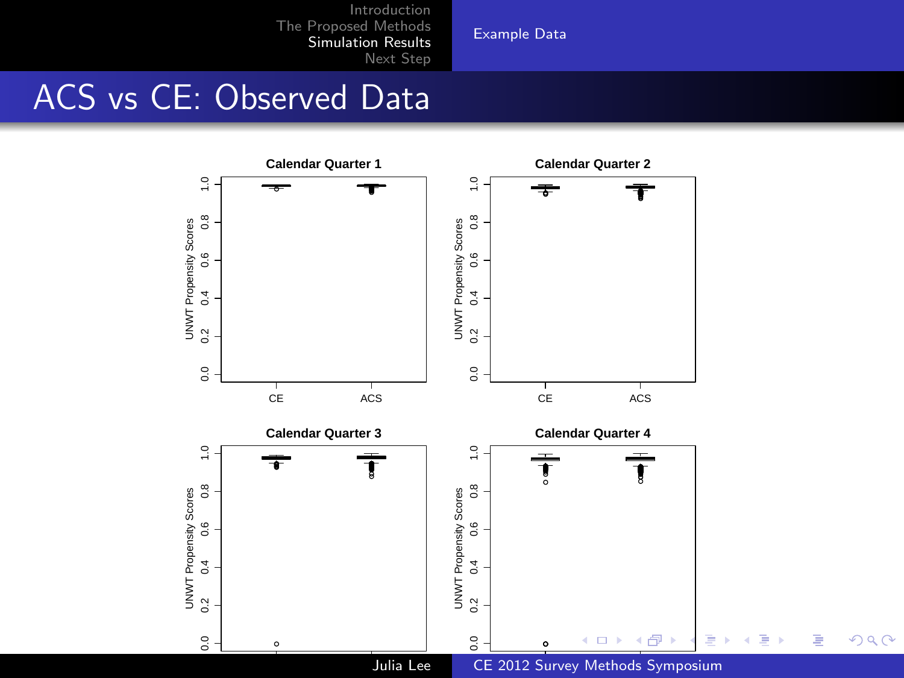# ACS vs CE: Observed Data

Calendar Quarter 1

Calendar Quarter 2

Calendar Quarter 3

Calendar Quarter 4

UNWT Propensity Scores

CE ACS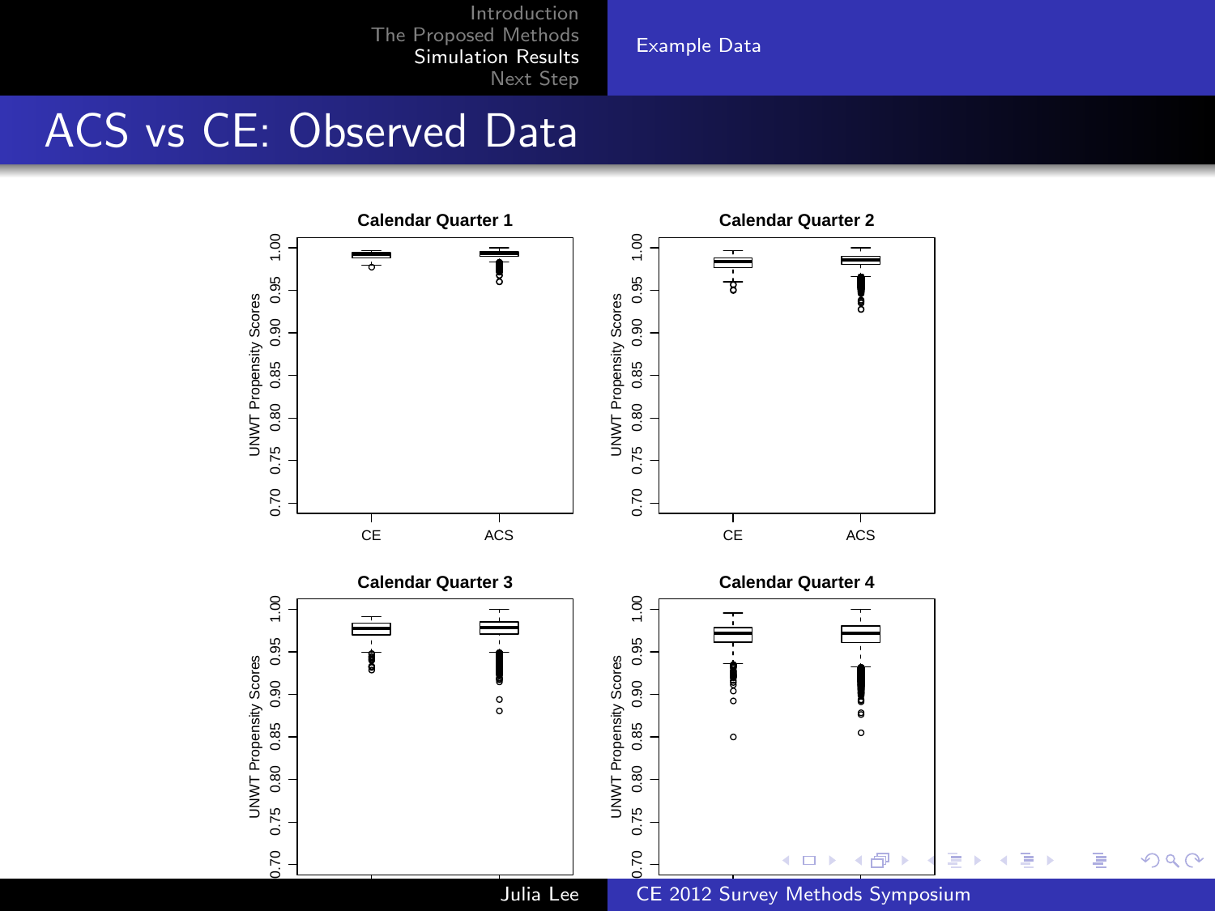# ACS vs CE: Observed Data

Calendar Quarter 1

Calendar Quarter 2

Calendar Quarter 3

Calendar Quarter 4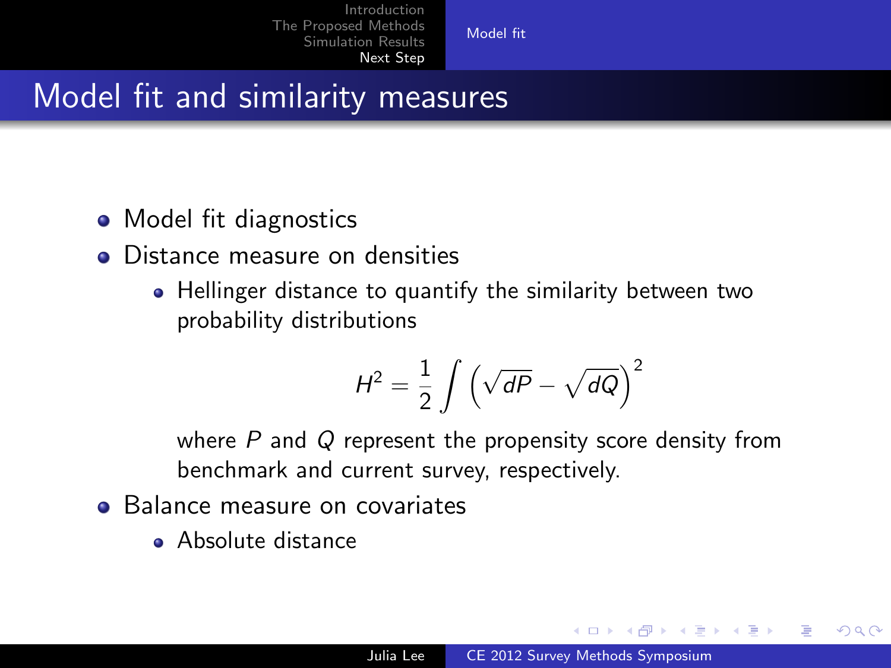# Model fit and similarity measures

- Model fit diagnostics
- Distance measure on densities
  - Hellinger distance to quantify the similarity between two probability distributions

$$H^2 = \frac{1}{2} \int \left( \sqrt{dP} - \sqrt{dQ} \right)^2$$

    where $P$ and $Q$ represent the propensity score density from benchmark and current survey, respectively.

- Balance measure on covariates
  - Absolute distance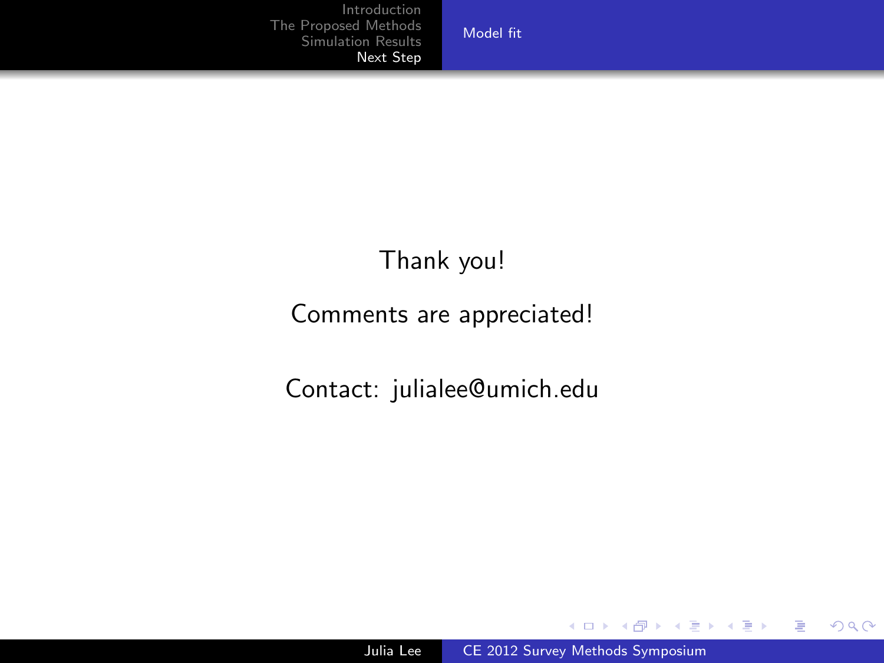Thank you!

Comments are appreciated!

Contact: julialee@umich.edu